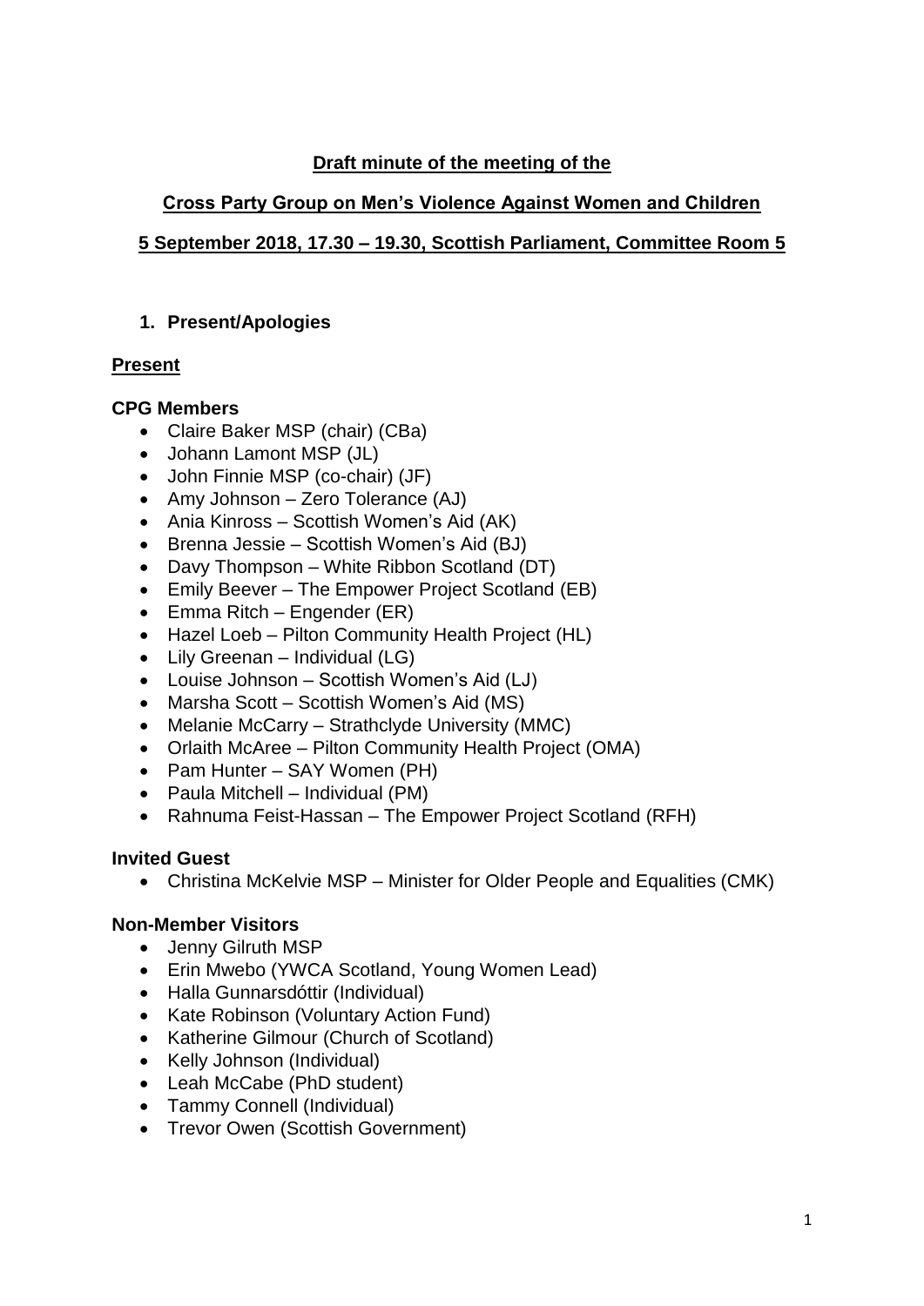**Draft minute of the meeting of the**

**Cross Party Group on Men's Violence Against Women and Children**

**5 September 2018, 17.30 – 19.30, Scottish Parliament, Committee Room 5**

## 1. Present/Apologies

### Present

**CPG Members**

- Claire Baker MSP (chair) (CBa)
- Johann Lamont MSP (JL)
- John Finnie MSP (co-chair) (JF)
- Amy Johnson – Zero Tolerance (AJ)
- Ania Kinross – Scottish Women's Aid (AK)
- Brenna Jessie – Scottish Women's Aid (BJ)
- Davy Thompson – White Ribbon Scotland (DT)
- Emily Beever – The Empower Project Scotland (EB)
- Emma Ritch – Engender (ER)
- Hazel Loeb – Pilton Community Health Project (HL)
- Lily Greenan – Individual (LG)
- Louise Johnson – Scottish Women's Aid (LJ)
- Marsha Scott – Scottish Women's Aid (MS)
- Melanie McCarry – Strathclyde University (MMC)
- Orlaith McAree – Pilton Community Health Project (OMA)
- Pam Hunter – SAY Women (PH)
- Paula Mitchell – Individual (PM)
- Rahnuma Feist-Hassan – The Empower Project Scotland (RFH)

**Invited Guest**

- Christina McKelvie MSP – Minister for Older People and Equalities (CMK)

**Non-Member Visitors**

- Jenny Gilruth MSP
- Erin Mwebo (YWCA Scotland, Young Women Lead)
- Halla Gunnarsdóttir (Individual)
- Kate Robinson (Voluntary Action Fund)
- Katherine Gilmour (Church of Scotland)
- Kelly Johnson (Individual)
- Leah McCabe (PhD student)
- Tammy Connell (Individual)
- Trevor Owen (Scottish Government)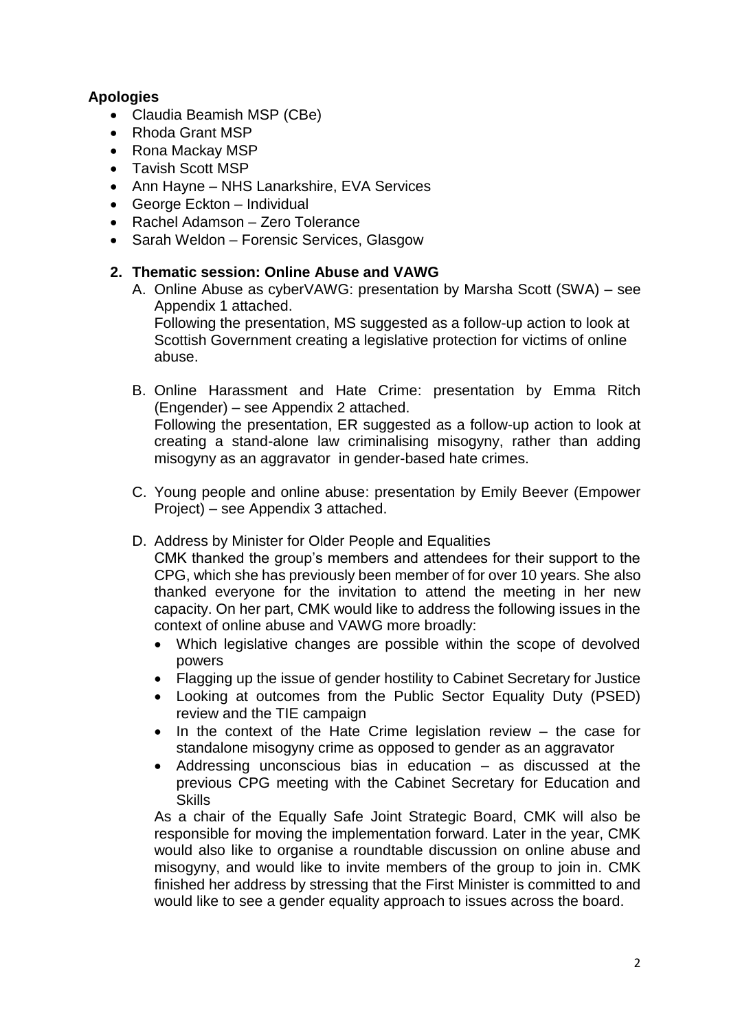**Apologies**

- Claudia Beamish MSP (CBe)
- Rhoda Grant MSP
- Rona Mackay MSP
- Tavish Scott MSP
- Ann Hayne – NHS Lanarkshire, EVA Services
- George Eckton – Individual
- Rachel Adamson – Zero Tolerance
- Sarah Weldon – Forensic Services, Glasgow

## 2. Thematic session: Online Abuse and VAWG

A. Online Abuse as cyberVAWG: presentation by Marsha Scott (SWA) – see Appendix 1 attached.
Following the presentation, MS suggested as a follow-up action to look at Scottish Government creating a legislative protection for victims of online abuse.

B. Online Harassment and Hate Crime: presentation by Emma Ritch (Engender) – see Appendix 2 attached.
Following the presentation, ER suggested as a follow-up action to look at creating a stand-alone law criminalising misogyny, rather than adding misogyny as an aggravator in gender-based hate crimes.

C. Young people and online abuse: presentation by Emily Beever (Empower Project) – see Appendix 3 attached.

D. Address by Minister for Older People and Equalities
CMK thanked the group's members and attendees for their support to the CPG, which she has previously been member of for over 10 years. She also thanked everyone for the invitation to attend the meeting in her new capacity. On her part, CMK would like to address the following issues in the context of online abuse and VAWG more broadly:

- Which legislative changes are possible within the scope of devolved powers
- Flagging up the issue of gender hostility to Cabinet Secretary for Justice
- Looking at outcomes from the Public Sector Equality Duty (PSED) review and the TIE campaign
- In the context of the Hate Crime legislation review – the case for standalone misogyny crime as opposed to gender as an aggravator
- Addressing unconscious bias in education – as discussed at the previous CPG meeting with the Cabinet Secretary for Education and Skills

As a chair of the Equally Safe Joint Strategic Board, CMK will also be responsible for moving the implementation forward. Later in the year, CMK would also like to organise a roundtable discussion on online abuse and misogyny, and would like to invite members of the group to join in. CMK finished her address by stressing that the First Minister is committed to and would like to see a gender equality approach to issues across the board.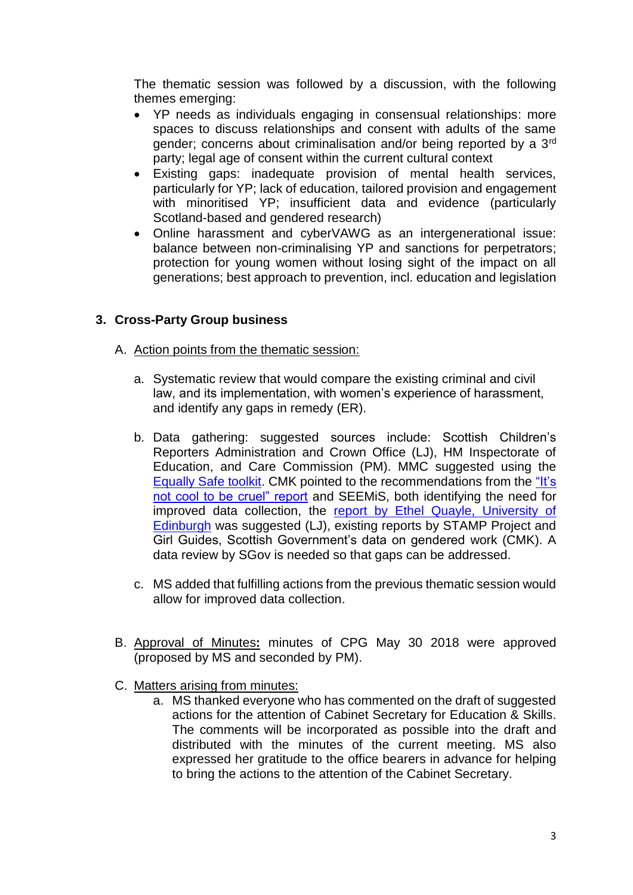The thematic session was followed by a discussion, with the following themes emerging:

- YP needs as individuals engaging in consensual relationships: more spaces to discuss relationships and consent with adults of the same gender; concerns about criminalisation and/or being reported by a 3rd party; legal age of consent within the current cultural context
- Existing gaps: inadequate provision of mental health services, particularly for YP; lack of education, tailored provision and engagement with minoritised YP; insufficient data and evidence (particularly Scotland-based and gendered research)
- Online harassment and cyberVAWG as an intergenerational issue: balance between non-criminalising YP and sanctions for perpetrators; protection for young women without losing sight of the impact on all generations; best approach to prevention, incl. education and legislation

## 3. Cross-Party Group business

A. Action points from the thematic session:

a. Systematic review that would compare the existing criminal and civil law, and its implementation, with women's experience of harassment, and identify any gaps in remedy (ER).

b. Data gathering: suggested sources include: Scottish Children's Reporters Administration and Crown Office (LJ), HM Inspectorate of Education, and Care Commission (PM). MMC suggested using the Equally Safe toolkit. CMK pointed to the recommendations from the "It's not cool to be cruel" report and SEEMiS, both identifying the need for improved data collection, the report by Ethel Quayle, University of Edinburgh was suggested (LJ), existing reports by STAMP Project and Girl Guides, Scottish Government's data on gendered work (CMK). A data review by SGov is needed so that gaps can be addressed.

c. MS added that fulfilling actions from the previous thematic session would allow for improved data collection.

B. Approval of Minutes**:** minutes of CPG May 30 2018 were approved (proposed by MS and seconded by PM).

C. Matters arising from minutes:

   a. MS thanked everyone who has commented on the draft of suggested actions for the attention of Cabinet Secretary for Education & Skills. The comments will be incorporated as possible into the draft and distributed with the minutes of the current meeting. MS also expressed her gratitude to the office bearers in advance for helping to bring the actions to the attention of the Cabinet Secretary.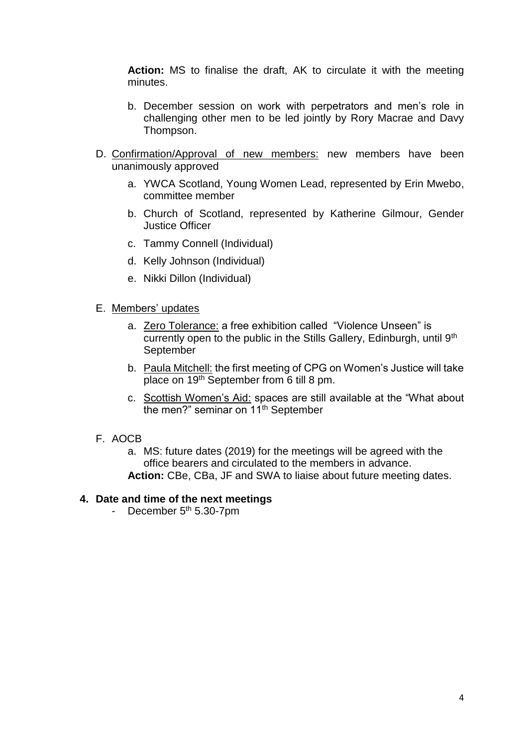**Action:** MS to finalise the draft, AK to circulate it with the meeting minutes.

b. December session on work with perpetrators and men's role in challenging other men to be led jointly by Rory Macrae and Davy Thompson.

D. Confirmation/Approval of new members: new members have been unanimously approved

   a. YWCA Scotland, Young Women Lead, represented by Erin Mwebo, committee member

   b. Church of Scotland, represented by Katherine Gilmour, Gender Justice Officer

   c. Tammy Connell (Individual)

   d. Kelly Johnson (Individual)

   e. Nikki Dillon (Individual)

E. Members' updates

   a. Zero Tolerance: a free exhibition called "Violence Unseen" is currently open to the public in the Stills Gallery, Edinburgh, until 9th September

   b. Paula Mitchell: the first meeting of CPG on Women's Justice will take place on 19th September from 6 till 8 pm.

   c. Scottish Women's Aid: spaces are still available at the "What about the men?" seminar on 11th September

F. AOCB

   a. MS: future dates (2019) for the meetings will be agreed with the office bearers and circulated to the members in advance.

   **Action:** CBe, CBa, JF and SWA to liaise about future meeting dates.

**4. Date and time of the next meetings**

- December 5th 5.30-7pm